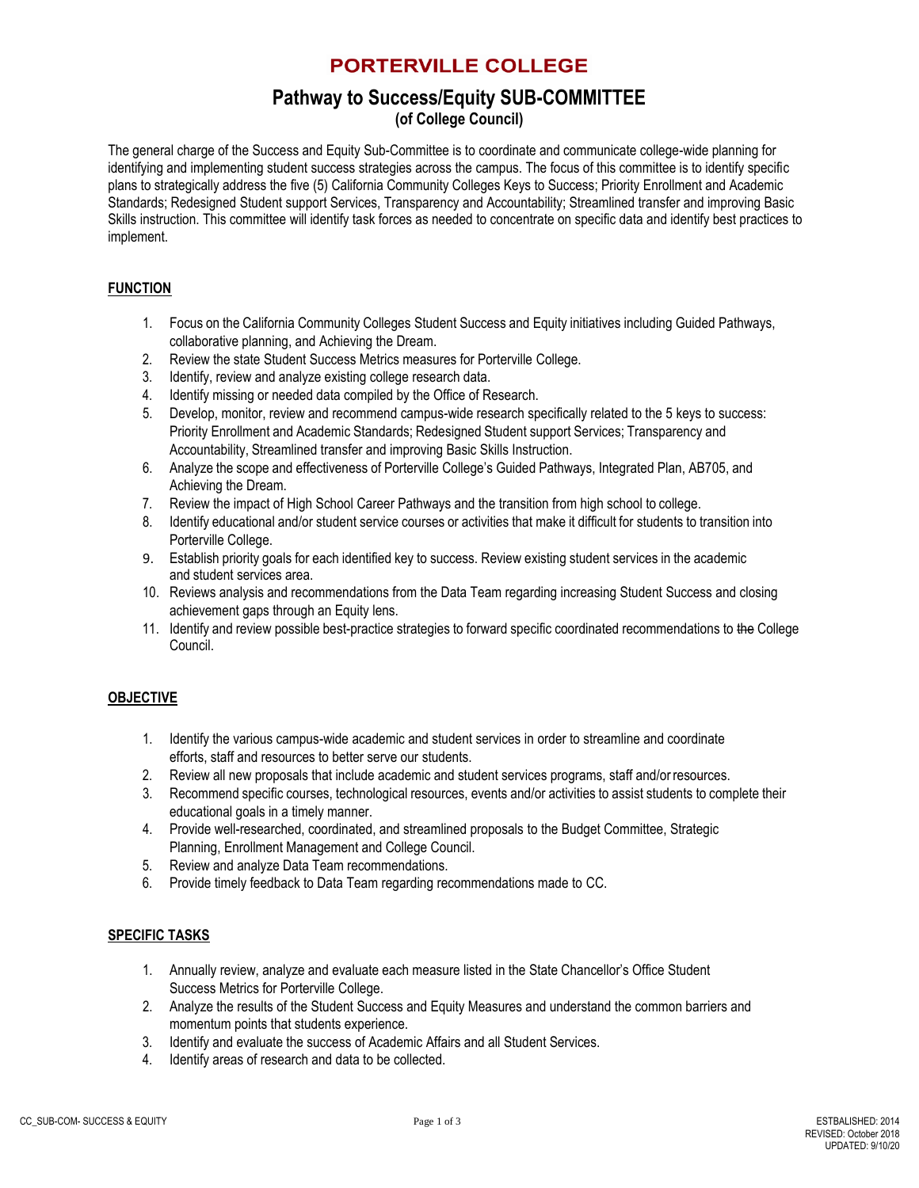# PORTERVILLE COLLEGE

## Pathway to Success/Equity SUB-COMMITTEE

**(of College Council)**

The general charge of the Success and Equity Sub-Committee is to coordinate and communicate college-wide planning for identifying and implementing student success strategies across the campus. The focus of this committee is to identify specific plans to strategically address the five (5) California Community Colleges Keys to Success; Priority Enrollment and Academic Standards; Redesigned Student support Services, Transparency and Accountability; Streamlined transfer and improving Basic Skills instruction. This committee will identify task forces as needed to concentrate on specific data and identify best practices to implement.

### FUNCTION

1. Focus on the California Community Colleges Student Success and Equity initiatives including Guided Pathways, collaborative planning, and Achieving the Dream.
2. Review the state Student Success Metrics measures for Porterville College.
3. Identify, review and analyze existing college research data.
4. Identify missing or needed data compiled by the Office of Research.
5. Develop, monitor, review and recommend campus-wide research specifically related to the 5 keys to success: Priority Enrollment and Academic Standards; Redesigned Student support Services; Transparency and Accountability, Streamlined transfer and improving Basic Skills Instruction.
6. Analyze the scope and effectiveness of Porterville College's Guided Pathways, Integrated Plan, AB705, and Achieving the Dream.
7. Review the impact of High School Career Pathways and the transition from high school to college.
8. Identify educational and/or student service courses or activities that make it difficult for students to transition into Porterville College.
9. Establish priority goals for each identified key to success. Review existing student services in the academic and student services area.
10. Reviews analysis and recommendations from the Data Team regarding increasing Student Success and closing achievement gaps through an Equity lens.
11. Identify and review possible best-practice strategies to forward specific coordinated recommendations to ~~the~~ College Council.

### OBJECTIVE

1. Identify the various campus-wide academic and student services in order to streamline and coordinate efforts, staff and resources to better serve our students.
2. Review all new proposals that include academic and student services programs, staff and/or resources.
3. Recommend specific courses, technological resources, events and/or activities to assist students to complete their educational goals in a timely manner.
4. Provide well-researched, coordinated, and streamlined proposals to the Budget Committee, Strategic Planning, Enrollment Management and College Council.
5. Review and analyze Data Team recommendations.
6. Provide timely feedback to Data Team regarding recommendations made to CC.

### SPECIFIC TASKS

1. Annually review, analyze and evaluate each measure listed in the State Chancellor's Office Student Success Metrics for Porterville College.
2. Analyze the results of the Student Success and Equity Measures and understand the common barriers and momentum points that students experience.
3. Identify and evaluate the success of Academic Affairs and all Student Services.
4. Identify areas of research and data to be collected.

ESTBALISHED: 2014
REVISED: October 2018
UPDATED: 9/10/20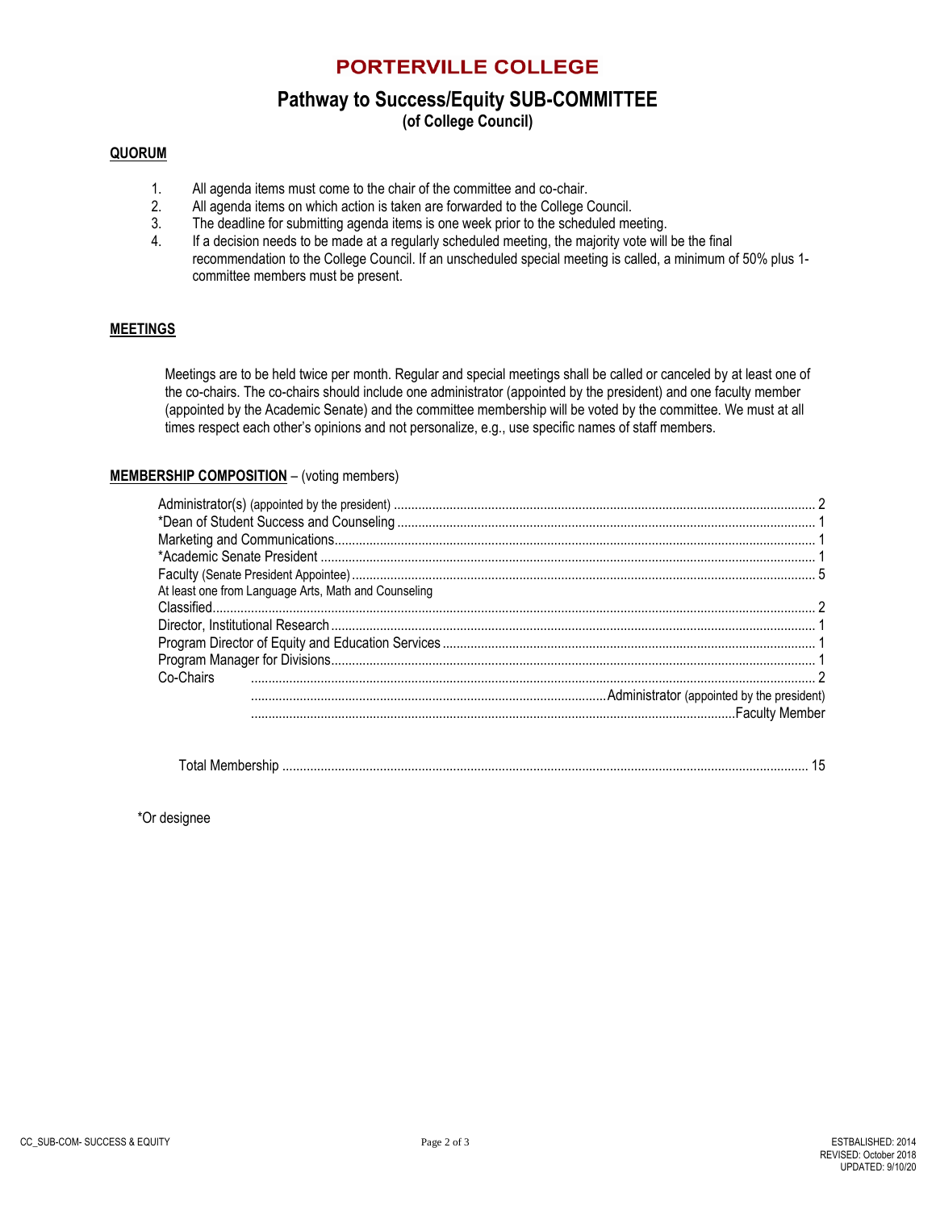# PORTERVILLE COLLEGE

## Pathway to Success/Equity SUB-COMMITTEE

**(of College Council)**

**QUORUM**

1. All agenda items must come to the chair of the committee and co-chair.
2. All agenda items on which action is taken are forwarded to the College Council.
3. The deadline for submitting agenda items is one week prior to the scheduled meeting.
4. If a decision needs to be made at a regularly scheduled meeting, the majority vote will be the final recommendation to the College Council. If an unscheduled special meeting is called, a minimum of 50% plus 1- committee members must be present.

**MEETINGS**

Meetings are to be held twice per month. Regular and special meetings shall be called or canceled by at least one of the co-chairs. The co-chairs should include one administrator (appointed by the president) and one faculty member (appointed by the Academic Senate) and the committee membership will be voted by the committee. We must at all times respect each other's opinions and not personalize, e.g., use specific names of staff members.

**MEMBERSHIP COMPOSITION** – (voting members)

| Member | Number |
|---|---|
| Administrator(s) (appointed by the president) | 2 |
| *Dean of Student Success and Counseling | 1 |
| Marketing and Communications | 1 |
| *Academic Senate President | 1 |
| Faculty (Senate President Appointee) | 5 |
| At least one from Language Arts, Math and Counseling | |
| Classified | 2 |
| Director, Institutional Research | 1 |
| Program Director of Equity and Education Services | 1 |
| Program Manager for Divisions | 1 |
| Co-Chairs | 2 |
| Administrator (appointed by the president) | |
| Faculty Member | |
| Total Membership | 15 |

*Or designee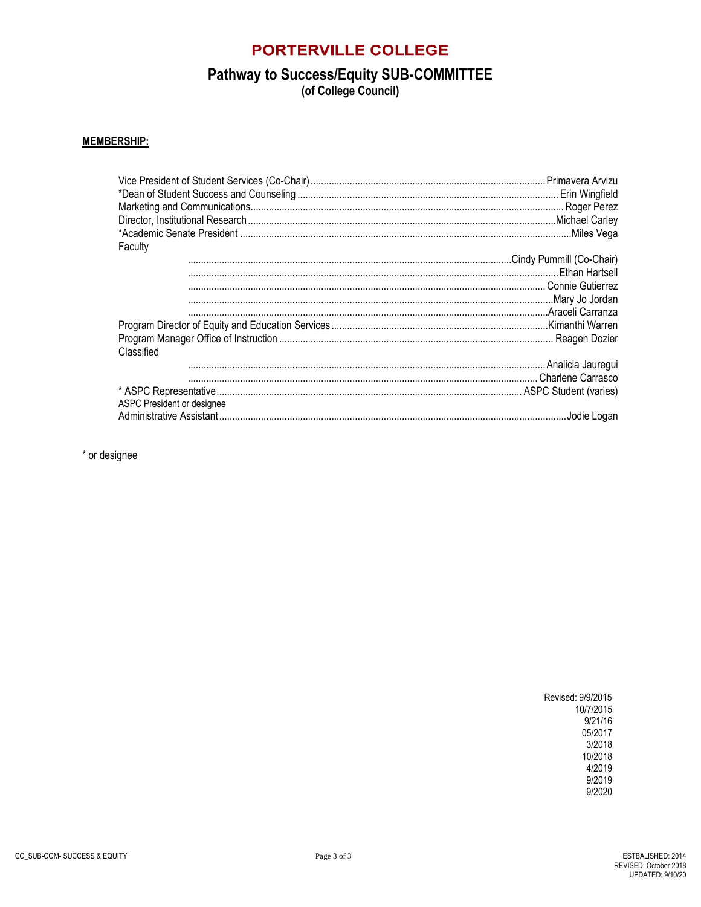# PORTERVILLE COLLEGE

## Pathway to Success/Equity SUB-COMMITTEE

**(of College Council)**

**MEMBERSHIP:**

| | |
|---|---|
| Vice President of Student Services (Co-Chair) | Primavera Arvizu |
| *Dean of Student Success and Counseling | Erin Wingfield |
| Marketing and Communications | Roger Perez |
| Director, Institutional Research | Michael Carley |
| *Academic Senate President | Miles Vega |
| Faculty | |
| | Cindy Pummill (Co-Chair) |
| | Ethan Hartsell |
| | Connie Gutierrez |
| | Mary Jo Jordan |
| | Araceli Carranza |
| Program Director of Equity and Education Services | Kimanthi Warren |
| Program Manager Office of Instruction | Reagen Dozier |
| Classified | |
| | Analicia Jauregui |
| | Charlene Carrasco |
| * ASPC Representative | ASPC Student (varies) |
| ASPC President or designee | |
| Administrative Assistant | Jodie Logan |

\* or designee

Revised: 9/9/2015
10/7/2015
9/21/16
05/2017
3/2018
10/2018
4/2019
9/2019
9/2020

CC_SUB-COM- SUCCESS & EQUITY

ESTBALISHED: 2014
REVISED: October 2018
UPDATED: 9/10/20